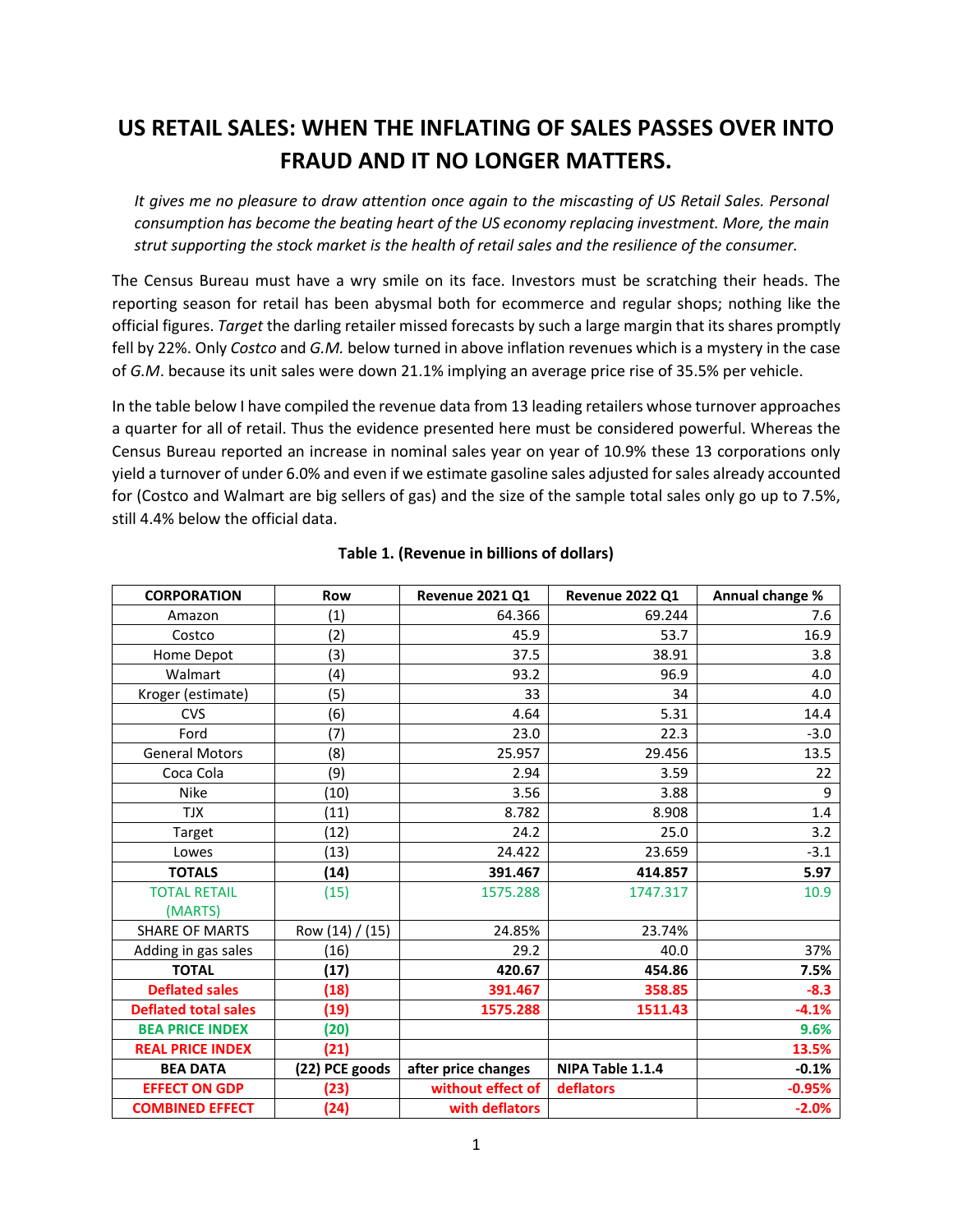# US RETAIL SALES: WHEN THE INFLATING OF SALES PASSES OVER INTO FRAUD AND IT NO LONGER MATTERS.

*It gives me no pleasure to draw attention once again to the miscasting of US Retail Sales. Personal consumption has become the beating heart of the US economy replacing investment. More, the main strut supporting the stock market is the health of retail sales and the resilience of the consumer.*

The Census Bureau must have a wry smile on its face. Investors must be scratching their heads. The reporting season for retail has been abysmal both for ecommerce and regular shops; nothing like the official figures. *Target* the darling retailer missed forecasts by such a large margin that its shares promptly fell by 22%. Only *Costco* and *G.M.* below turned in above inflation revenues which is a mystery in the case of *G.M*. because its unit sales were down 21.1% implying an average price rise of 35.5% per vehicle.

In the table below I have compiled the revenue data from 13 leading retailers whose turnover approaches a quarter for all of retail. Thus the evidence presented here must be considered powerful. Whereas the Census Bureau reported an increase in nominal sales year on year of 10.9% these 13 corporations only yield a turnover of under 6.0% and even if we estimate gasoline sales adjusted for sales already accounted for (Costco and Walmart are big sellers of gas) and the size of the sample total sales only go up to 7.5%, still 4.4% below the official data.

**Table 1. (Revenue in billions of dollars)**

| CORPORATION | Row | Revenue 2021 Q1 | Revenue 2022 Q1 | Annual change % |
|---|---|---|---|---|
| Amazon | (1) | 64.366 | 69.244 | 7.6 |
| Costco | (2) | 45.9 | 53.7 | 16.9 |
| Home Depot | (3) | 37.5 | 38.91 | 3.8 |
| Walmart | (4) | 93.2 | 96.9 | 4.0 |
| Kroger (estimate) | (5) | 33 | 34 | 4.0 |
| CVS | (6) | 4.64 | 5.31 | 14.4 |
| Ford | (7) | 23.0 | 22.3 | -3.0 |
| General Motors | (8) | 25.957 | 29.456 | 13.5 |
| Coca Cola | (9) | 2.94 | 3.59 | 22 |
| Nike | (10) | 3.56 | 3.88 | 9 |
| TJX | (11) | 8.782 | 8.908 | 1.4 |
| Target | (12) | 24.2 | 25.0 | 3.2 |
| Lowes | (13) | 24.422 | 23.659 | -3.1 |
| **TOTALS** | **(14)** | **391.467** | **414.857** | **5.97** |
| TOTAL RETAIL (MARTS) | (15) | 1575.288 | 1747.317 | 10.9 |
| SHARE OF MARTS | Row (14) / (15) | 24.85% | 23.74% | |
| Adding in gas sales | (16) | 29.2 | 40.0 | 37% |
| **TOTAL** | **(17)** | **420.67** | **454.86** | **7.5%** |
| **Deflated sales** | **(18)** | **391.467** | **358.85** | **-8.3** |
| **Deflated total sales** | **(19)** | **1575.288** | **1511.43** | **-4.1%** |
| **BEA PRICE INDEX** | **(20)** | | | **9.6%** |
| **REAL PRICE INDEX** | **(21)** | | | **13.5%** |
| **BEA DATA** | **(22) PCE goods** | **after price changes** | **NIPA Table 1.1.4** | **-0.1%** |
| **EFFECT ON GDP** | **(23)** | **without effect of** | **deflators** | **-0.95%** |
| **COMBINED EFFECT** | **(24)** | **with deflators** | | **-2.0%** |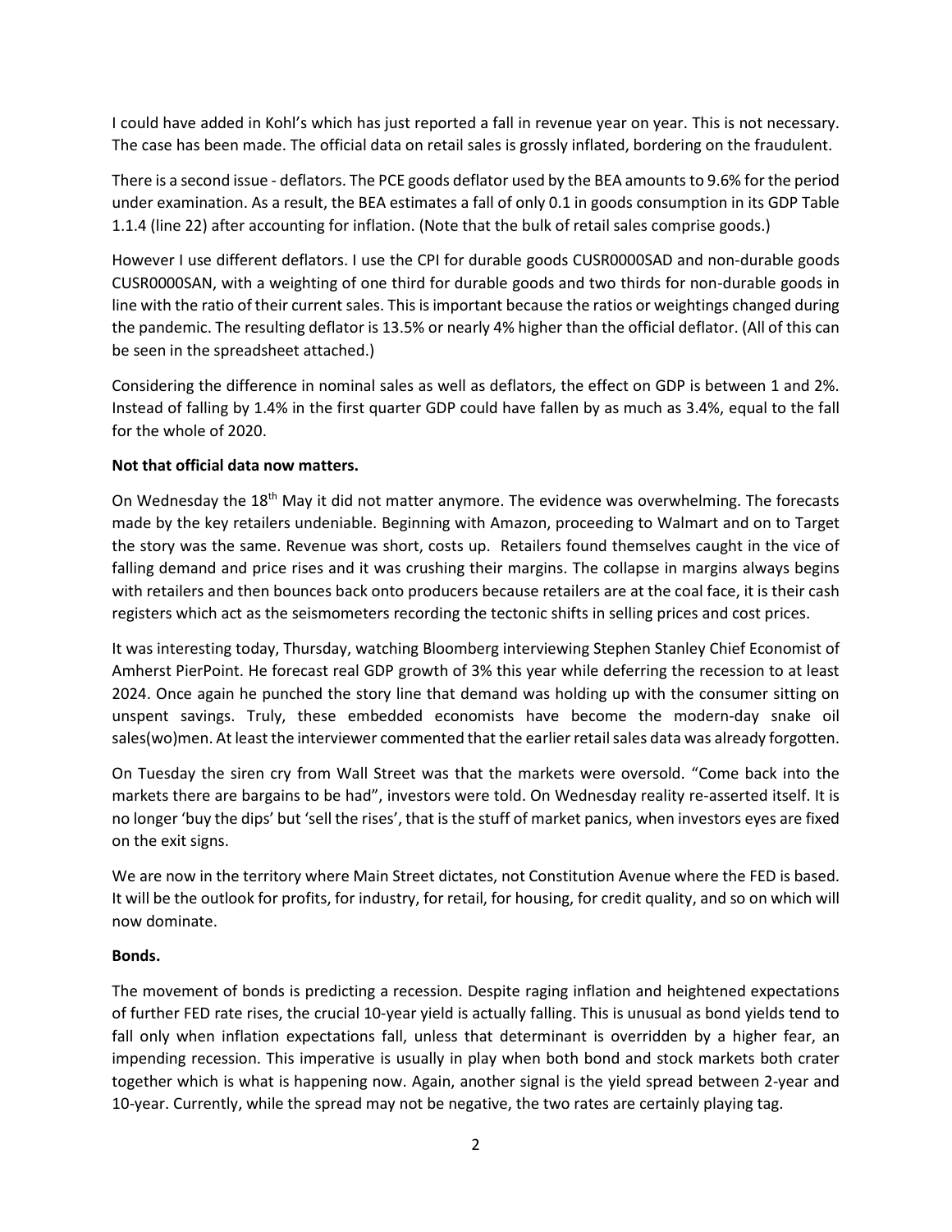I could have added in Kohl's which has just reported a fall in revenue year on year. This is not necessary. The case has been made. The official data on retail sales is grossly inflated, bordering on the fraudulent.

There is a second issue - deflators. The PCE goods deflator used by the BEA amounts to 9.6% for the period under examination. As a result, the BEA estimates a fall of only 0.1 in goods consumption in its GDP Table 1.1.4 (line 22) after accounting for inflation. (Note that the bulk of retail sales comprise goods.)

However I use different deflators. I use the CPI for durable goods CUSR0000SAD and non-durable goods CUSR0000SAN, with a weighting of one third for durable goods and two thirds for non-durable goods in line with the ratio of their current sales. This is important because the ratios or weightings changed during the pandemic. The resulting deflator is 13.5% or nearly 4% higher than the official deflator. (All of this can be seen in the spreadsheet attached.)

Considering the difference in nominal sales as well as deflators, the effect on GDP is between 1 and 2%. Instead of falling by 1.4% in the first quarter GDP could have fallen by as much as 3.4%, equal to the fall for the whole of 2020.

**Not that official data now matters.**

On Wednesday the 18th May it did not matter anymore. The evidence was overwhelming. The forecasts made by the key retailers undeniable. Beginning with Amazon, proceeding to Walmart and on to Target the story was the same. Revenue was short, costs up. Retailers found themselves caught in the vice of falling demand and price rises and it was crushing their margins. The collapse in margins always begins with retailers and then bounces back onto producers because retailers are at the coal face, it is their cash registers which act as the seismometers recording the tectonic shifts in selling prices and cost prices.

It was interesting today, Thursday, watching Bloomberg interviewing Stephen Stanley Chief Economist of Amherst PierPoint. He forecast real GDP growth of 3% this year while deferring the recession to at least 2024. Once again he punched the story line that demand was holding up with the consumer sitting on unspent savings. Truly, these embedded economists have become the modern-day snake oil sales(wo)men. At least the interviewer commented that the earlier retail sales data was already forgotten.

On Tuesday the siren cry from Wall Street was that the markets were oversold. "Come back into the markets there are bargains to be had", investors were told. On Wednesday reality re-asserted itself. It is no longer 'buy the dips' but 'sell the rises', that is the stuff of market panics, when investors eyes are fixed on the exit signs.

We are now in the territory where Main Street dictates, not Constitution Avenue where the FED is based. It will be the outlook for profits, for industry, for retail, for housing, for credit quality, and so on which will now dominate.

**Bonds.**

The movement of bonds is predicting a recession. Despite raging inflation and heightened expectations of further FED rate rises, the crucial 10-year yield is actually falling. This is unusual as bond yields tend to fall only when inflation expectations fall, unless that determinant is overridden by a higher fear, an impending recession. This imperative is usually in play when both bond and stock markets both crater together which is what is happening now. Again, another signal is the yield spread between 2-year and 10-year. Currently, while the spread may not be negative, the two rates are certainly playing tag.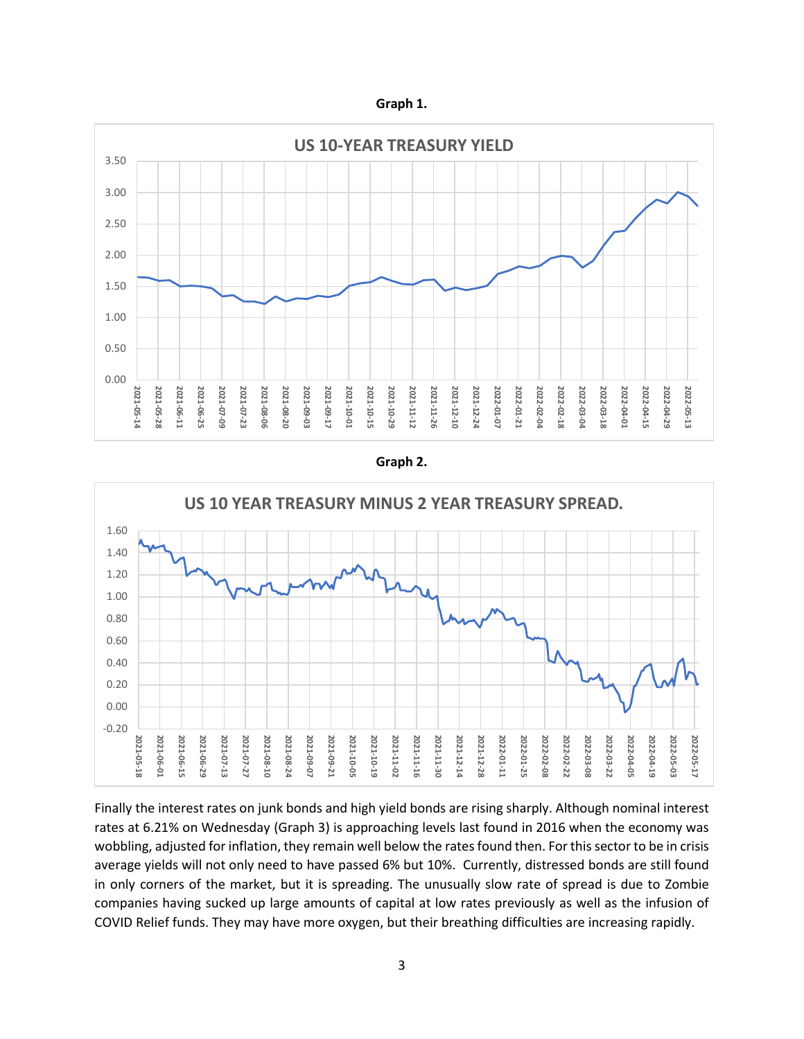**Graph 1.**

**Graph 2.**

Finally the interest rates on junk bonds and high yield bonds are rising sharply. Although nominal interest rates at 6.21% on Wednesday (Graph 3) is approaching levels last found in 2016 when the economy was wobbling, adjusted for inflation, they remain well below the rates found then. For this sector to be in crisis average yields will not only need to have passed 6% but 10%. Currently, distressed bonds are still found in only corners of the market, but it is spreading. The unusually slow rate of spread is due to Zombie companies having sucked up large amounts of capital at low rates previously as well as the infusion of COVID Relief funds. They may have more oxygen, but their breathing difficulties are increasing rapidly.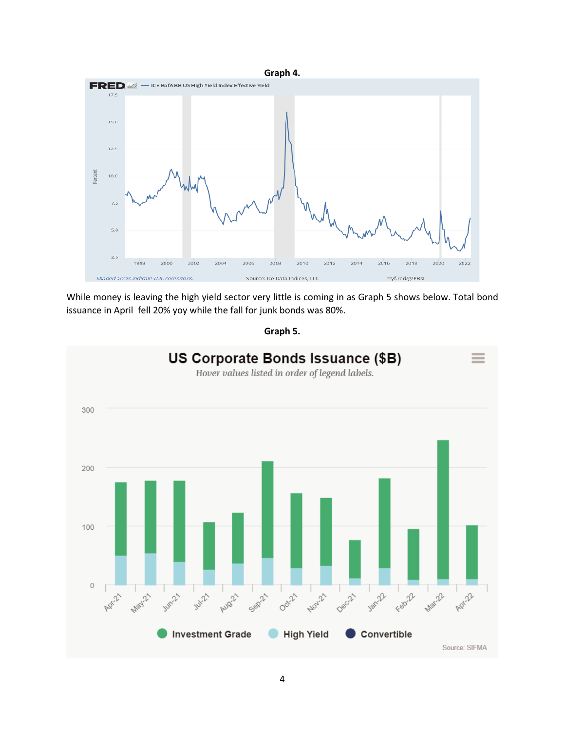**Graph 4.**

While money is leaving the high yield sector very little is coming in as Graph 5 shows below. Total bond issuance in April fell 20% yoy while the fall for junk bonds was 80%.

**Graph 5.**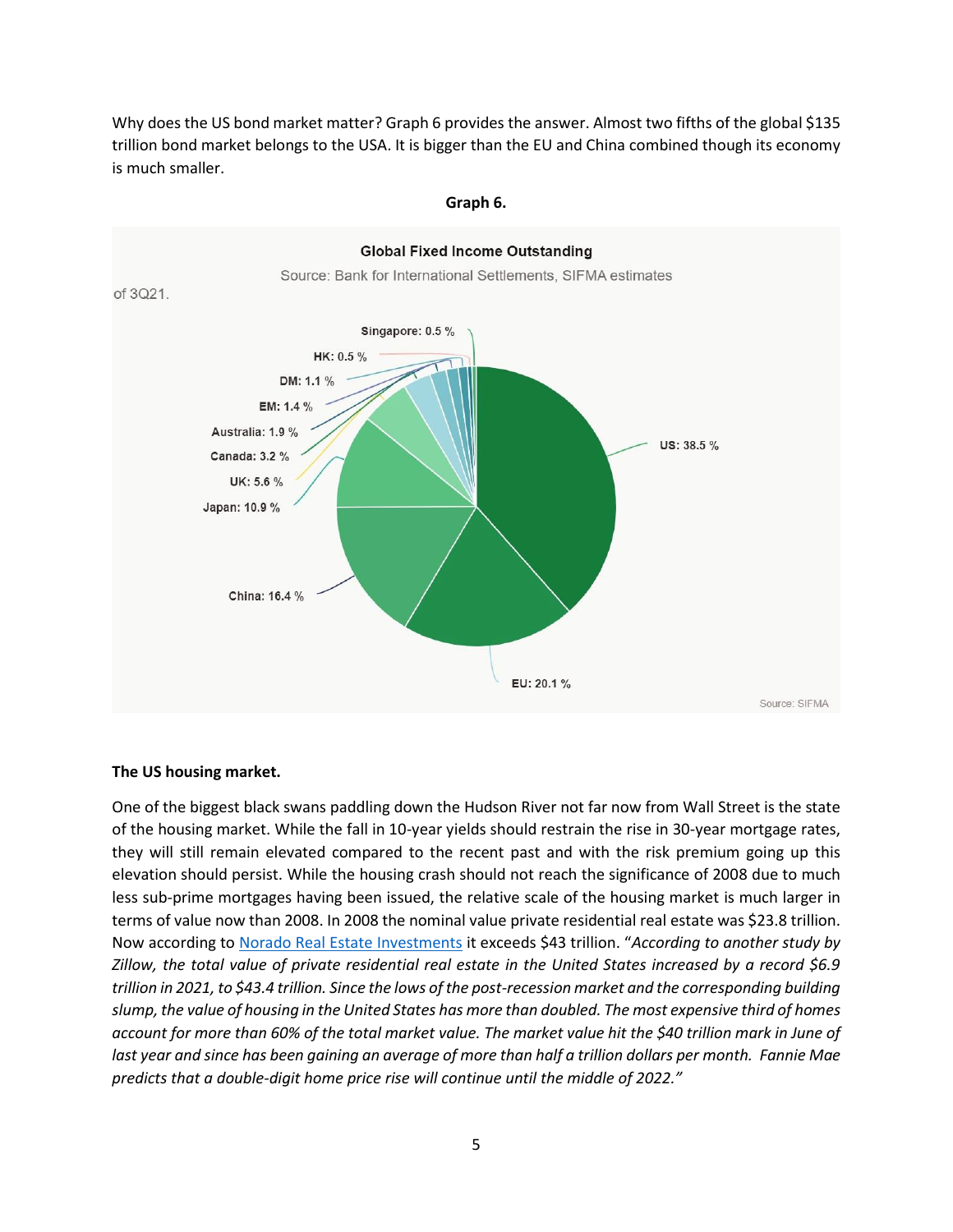Why does the US bond market matter? Graph 6 provides the answer. Almost two fifths of the global $135 trillion bond market belongs to the USA. It is bigger than the EU and China combined though its economy is much smaller.

**Graph 6.**

Global Fixed Income Outstanding

Source: Bank for International Settlements, SIFMA estimates of 3Q21.

| Region | Share |
|---|---|
| US | 38.5 % |
| EU | 20.1 % |
| China | 16.4 % |
| Japan | 10.9 % |
| UK | 5.6 % |
| Canada | 3.2 % |
| Australia | 1.9 % |
| EM | 1.4 % |
| DM | 1.1 % |
| HK | 0.5 % |
| Singapore | 0.5 % |

Source: SIFMA

**The US housing market.**

One of the biggest black swans paddling down the Hudson River not far now from Wall Street is the state of the housing market. While the fall in 10-year yields should restrain the rise in 30-year mortgage rates, they will still remain elevated compared to the recent past and with the risk premium going up this elevation should persist. While the housing crash should not reach the significance of 2008 due to much less sub-prime mortgages having been issued, the relative scale of the housing market is much larger in terms of value now than 2008. In 2008 the nominal value private residential real estate was $23.8 trillion. Now according to Norado Real Estate Investments it exceeds $43 trillion. "*According to another study by Zillow, the total value of private residential real estate in the United States increased by a record $6.9 trillion in 2021, to $43.4 trillion. Since the lows of the post-recession market and the corresponding building slump, the value of housing in the United States has more than doubled. The most expensive third of homes account for more than 60% of the total market value. The market value hit the $40 trillion mark in June of last year and since has been gaining an average of more than half a trillion dollars per month. Fannie Mae predicts that a double-digit home price rise will continue until the middle of 2022.*"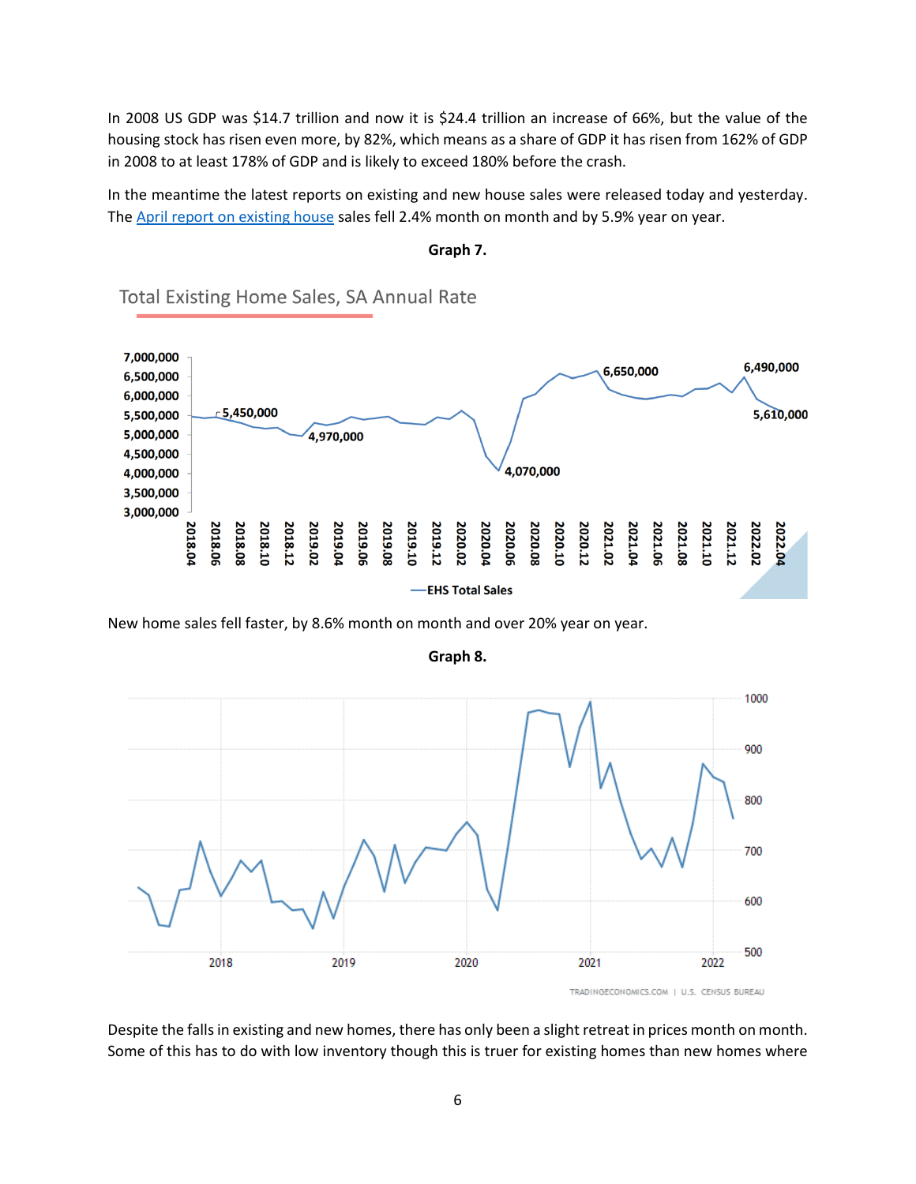In 2008 US GDP was $14.7 trillion and now it is $24.4 trillion an increase of 66%, but the value of the housing stock has risen even more, by 82%, which means as a share of GDP it has risen from 162% of GDP in 2008 to at least 178% of GDP and is likely to exceed 180% before the crash.

In the meantime the latest reports on existing and new house sales were released today and yesterday. The [April report on existing house]() sales fell 2.4% month on month and by 5.9% year on year.

**Graph 7.**

New home sales fell faster, by 8.6% month on month and over 20% year on year.

**Graph 8.**

Despite the falls in existing and new homes, there has only been a slight retreat in prices month on month. Some of this has to do with low inventory though this is truer for existing homes than new homes where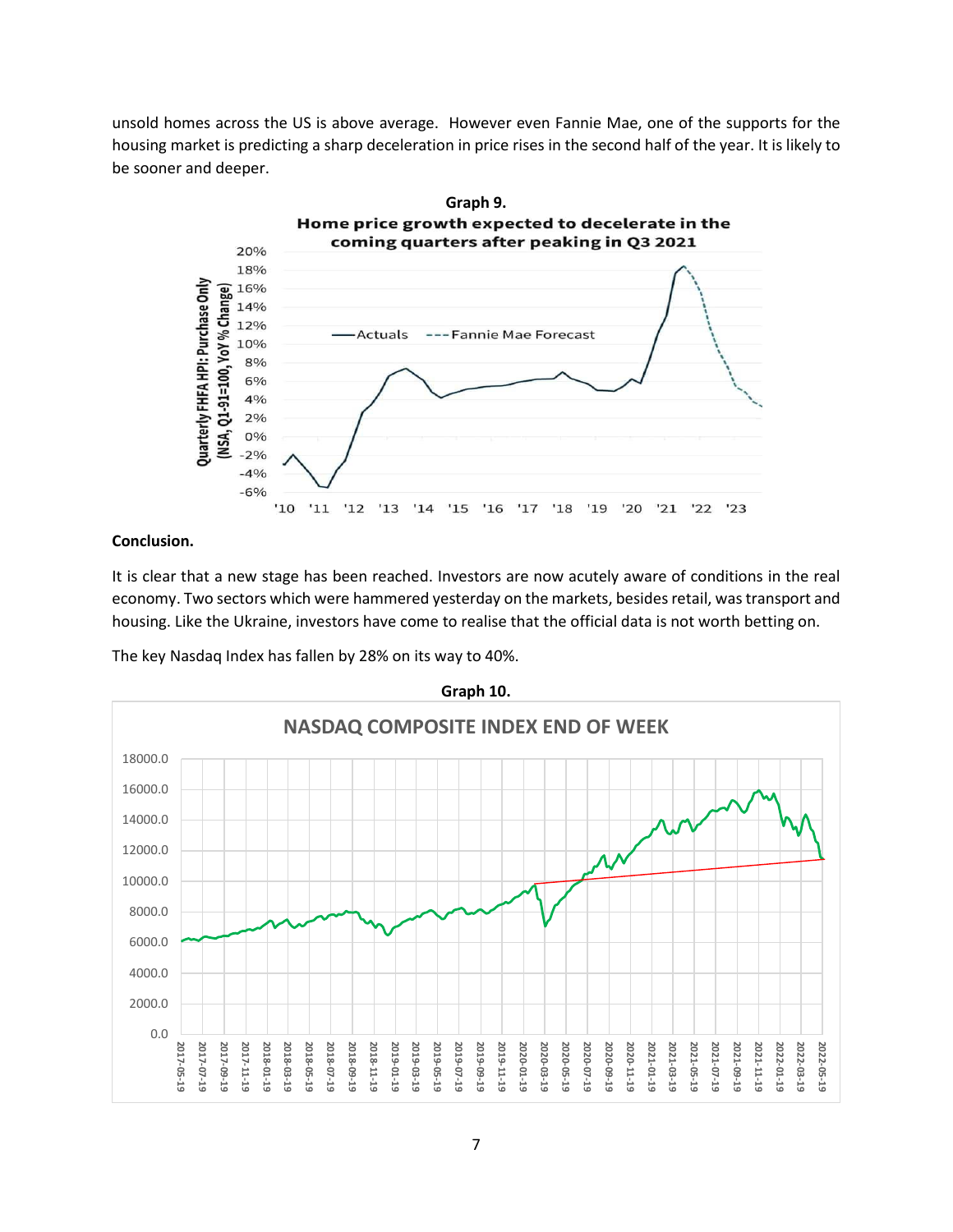unsold homes across the US is above average. However even Fannie Mae, one of the supports for the housing market is predicting a sharp deceleration in price rises in the second half of the year. It is likely to be sooner and deeper.

**Graph 9.**

**Conclusion.**

It is clear that a new stage has been reached. Investors are now acutely aware of conditions in the real economy. Two sectors which were hammered yesterday on the markets, besides retail, was transport and housing. Like the Ukraine, investors have come to realise that the official data is not worth betting on.

The key Nasdaq Index has fallen by 28% on its way to 40%.

**Graph 10.**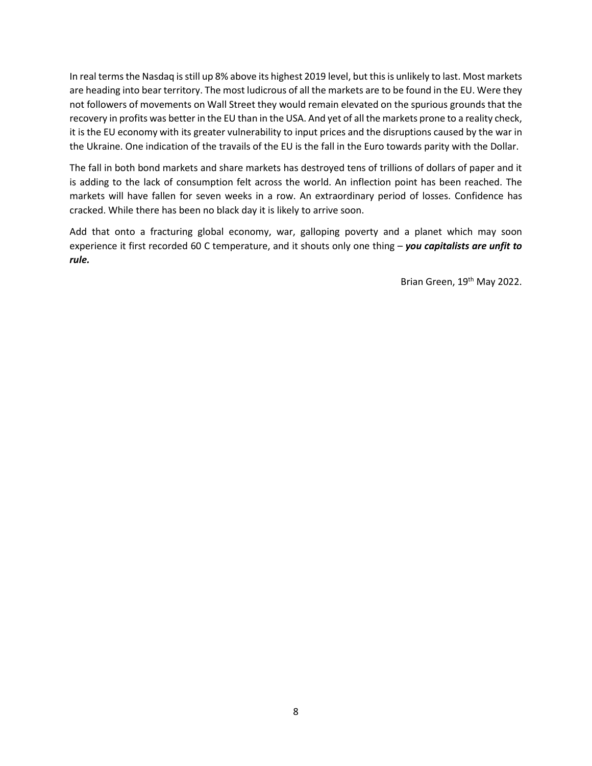In real terms the Nasdaq is still up 8% above its highest 2019 level, but this is unlikely to last. Most markets are heading into bear territory. The most ludicrous of all the markets are to be found in the EU. Were they not followers of movements on Wall Street they would remain elevated on the spurious grounds that the recovery in profits was better in the EU than in the USA. And yet of all the markets prone to a reality check, it is the EU economy with its greater vulnerability to input prices and the disruptions caused by the war in the Ukraine. One indication of the travails of the EU is the fall in the Euro towards parity with the Dollar.

The fall in both bond markets and share markets has destroyed tens of trillions of dollars of paper and it is adding to the lack of consumption felt across the world. An inflection point has been reached. The markets will have fallen for seven weeks in a row. An extraordinary period of losses. Confidence has cracked. While there has been no black day it is likely to arrive soon.

Add that onto a fracturing global economy, war, galloping poverty and a planet which may soon experience it first recorded 60 C temperature, and it shouts only one thing – ***you capitalists are unfit to rule.***

Brian Green, 19th May 2022.